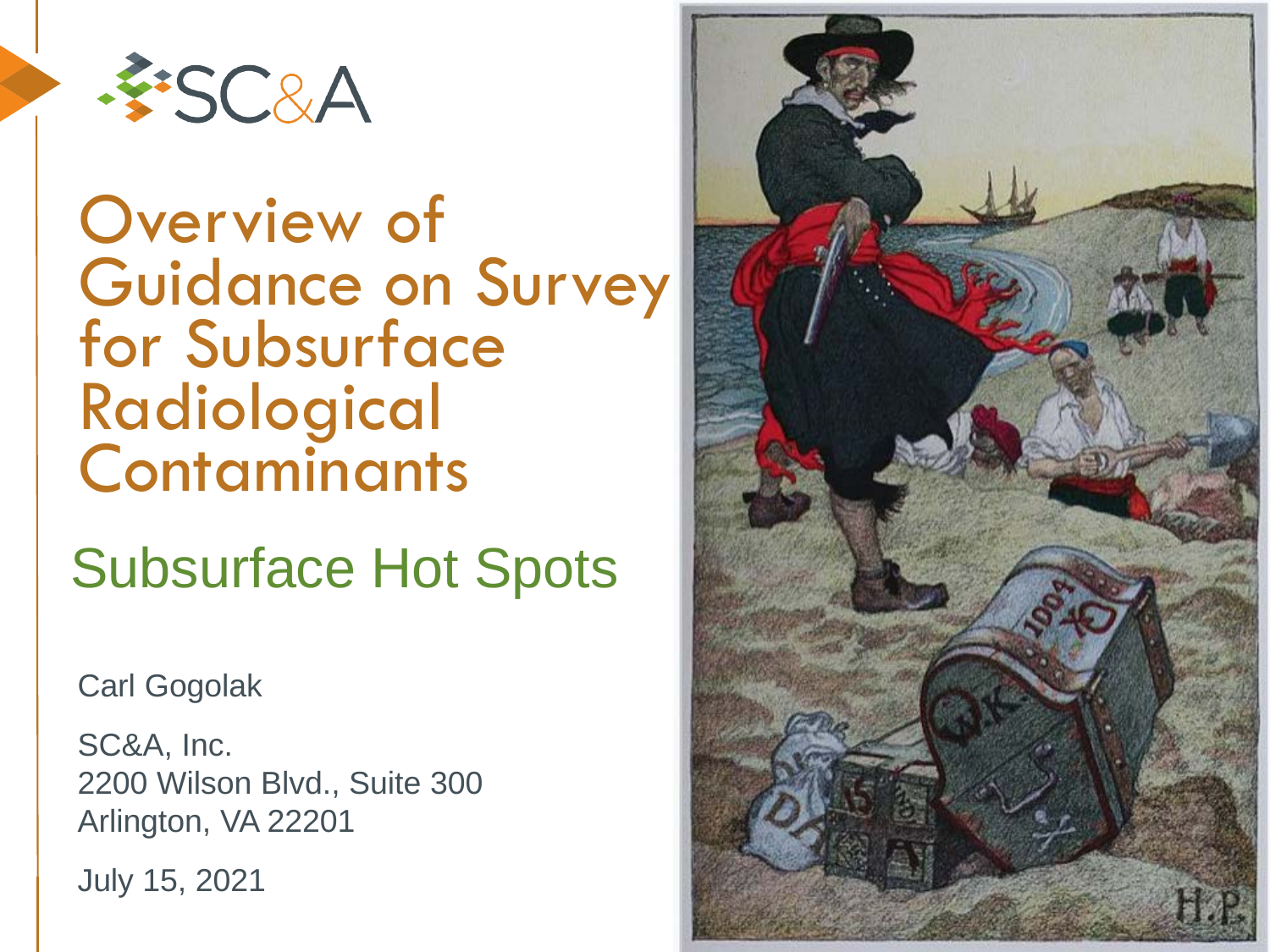SC&A

# Overview of Guidance on Survey for Subsurface Radiological Contaminants

## Subsurface Hot Spots

Carl Gogolak

SC&A, Inc.
2200 Wilson Blvd., Suite 300
Arlington, VA 22201

July 15, 2021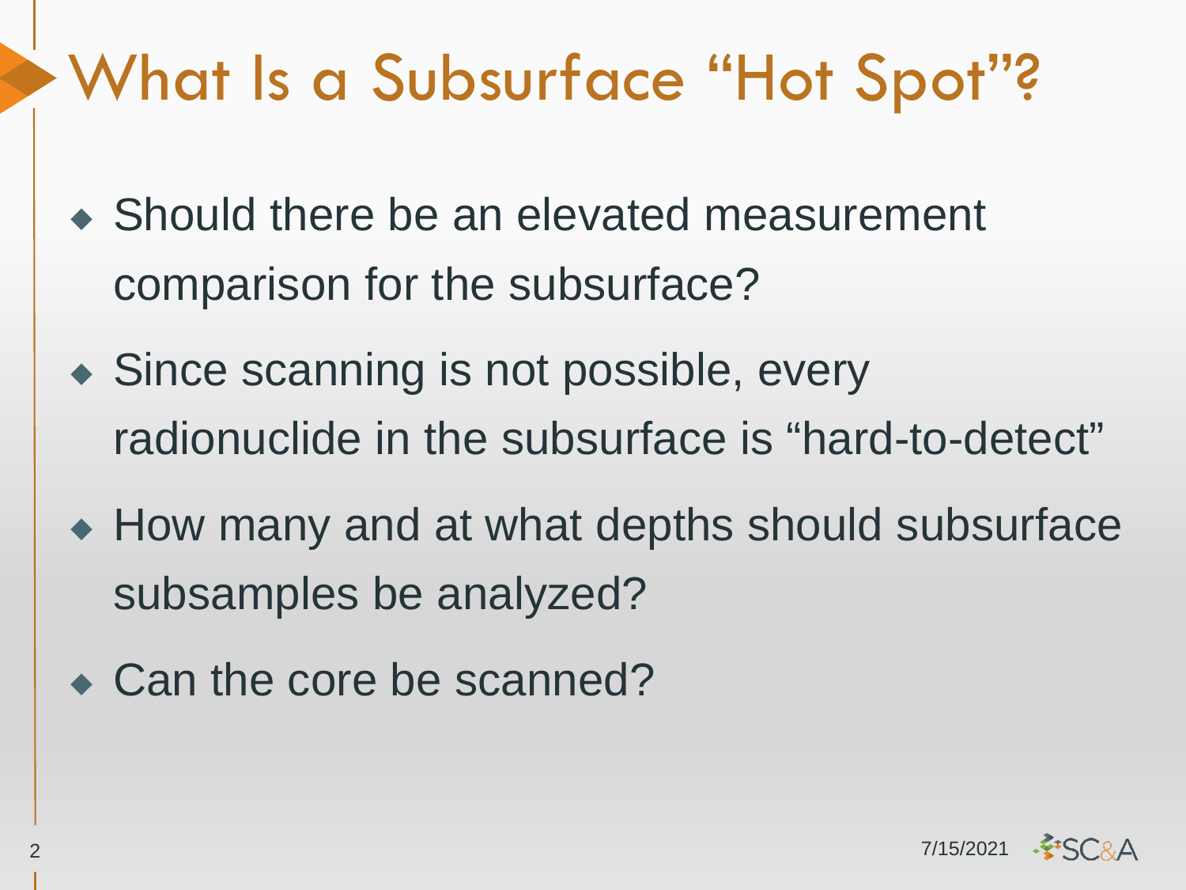# What Is a Subsurface "Hot Spot"?

- Should there be an elevated measurement comparison for the subsurface?
- Since scanning is not possible, every radionuclide in the subsurface is "hard-to-detect"
- How many and at what depths should subsurface subsamples be analyzed?
- Can the core be scanned?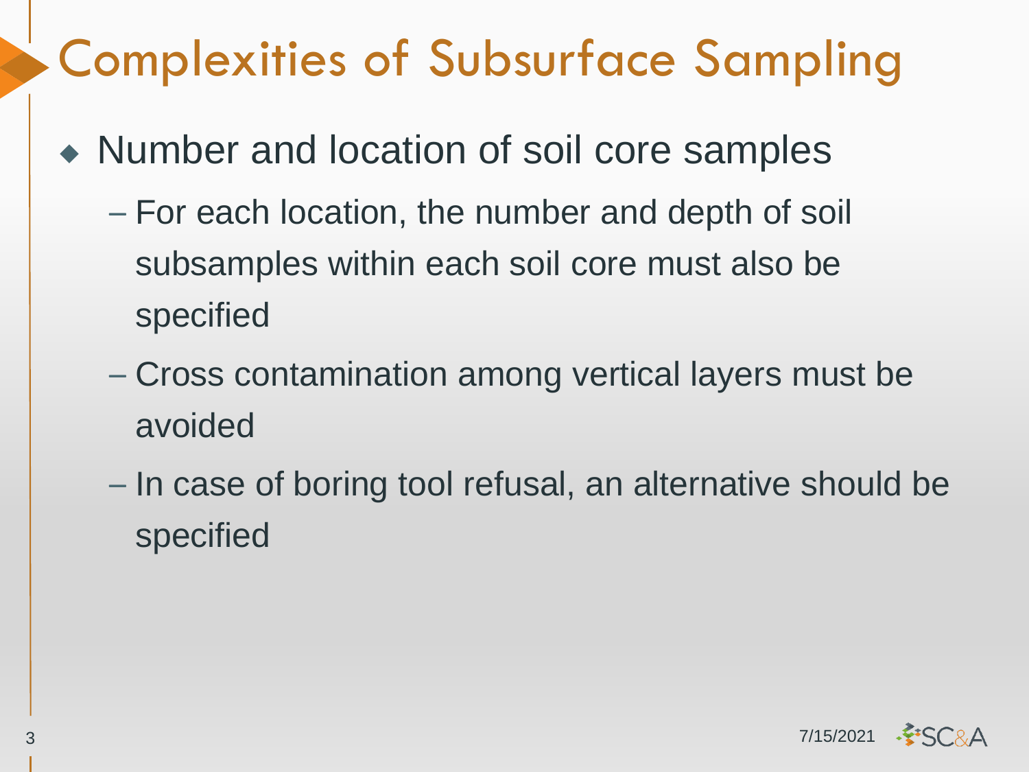# Complexities of Subsurface Sampling

- Number and location of soil core samples
  - For each location, the number and depth of soil subsamples within each soil core must also be specified
  - Cross contamination among vertical layers must be avoided
  - In case of boring tool refusal, an alternative should be specified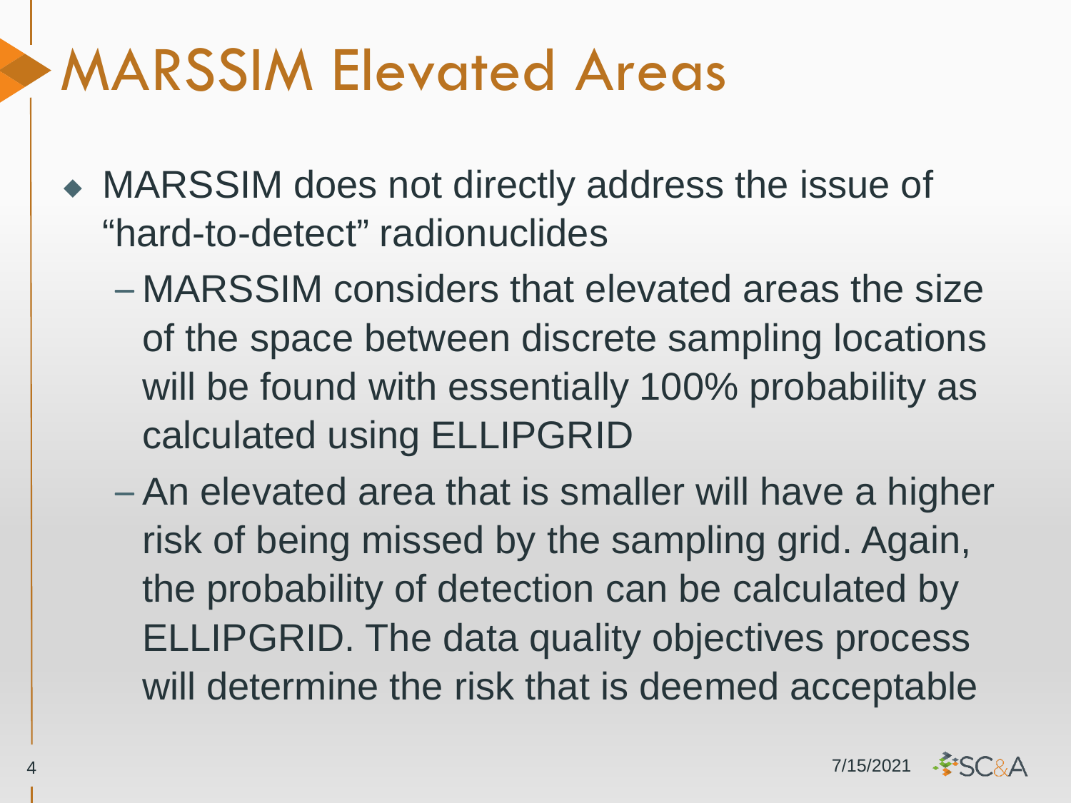# MARSSIM Elevated Areas

- MARSSIM does not directly address the issue of "hard-to-detect" radionuclides
  - MARSSIM considers that elevated areas the size of the space between discrete sampling locations will be found with essentially 100% probability as calculated using ELLIPGRID
  - An elevated area that is smaller will have a higher risk of being missed by the sampling grid. Again, the probability of detection can be calculated by ELLIPGRID. The data quality objectives process will determine the risk that is deemed acceptable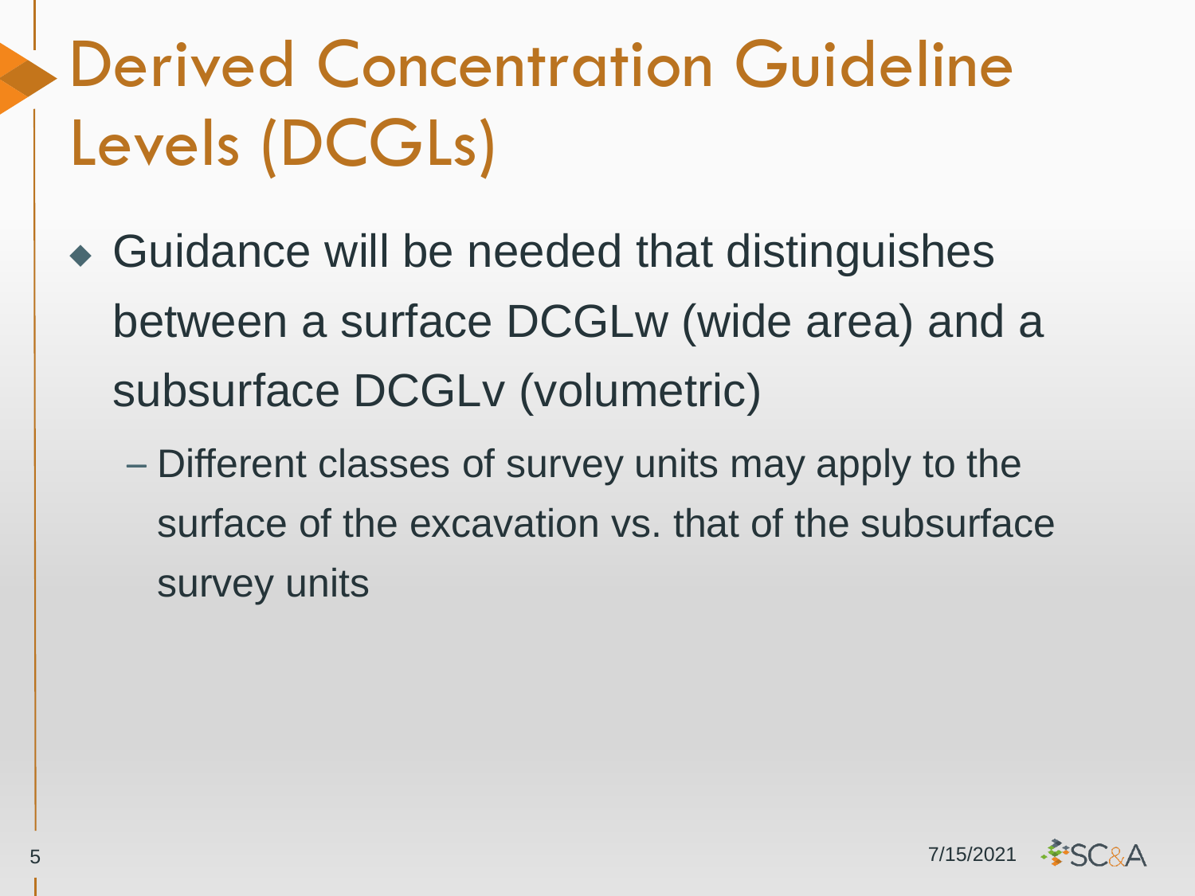# Derived Concentration Guideline Levels (DCGLs)

- Guidance will be needed that distinguishes between a surface DCGLw (wide area) and a subsurface DCGLv (volumetric)
  - Different classes of survey units may apply to the surface of the excavation vs. that of the subsurface survey units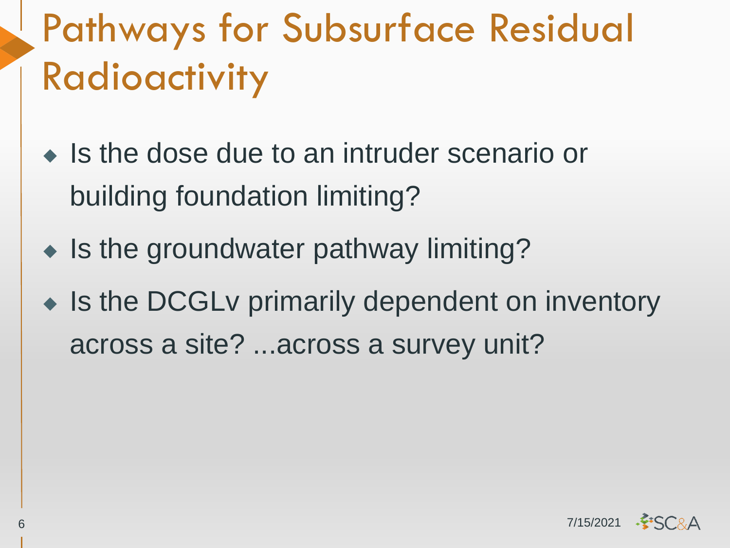# Pathways for Subsurface Residual Radioactivity

- Is the dose due to an intruder scenario or building foundation limiting?
- Is the groundwater pathway limiting?
- Is the DCGLv primarily dependent on inventory across a site? ...across a survey unit?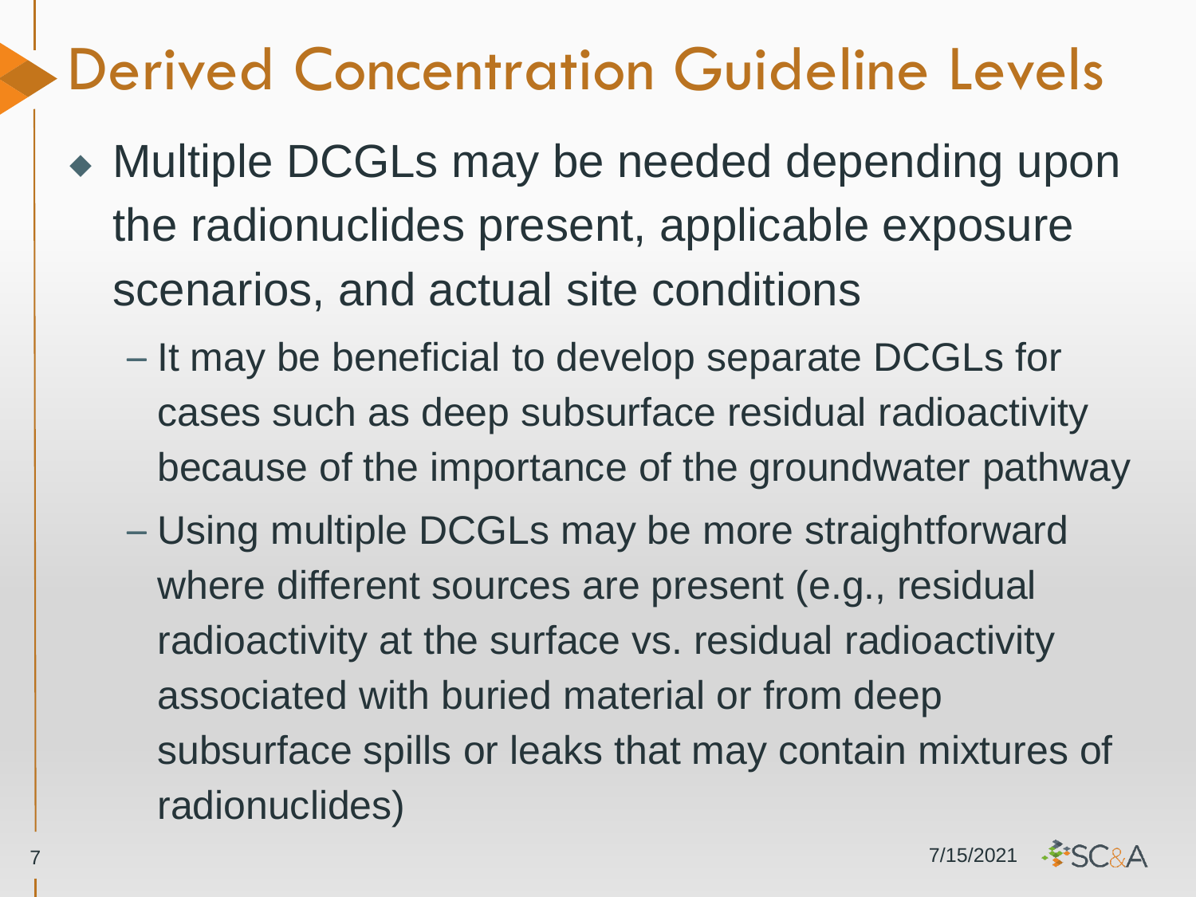# Derived Concentration Guideline Levels

- Multiple DCGLs may be needed depending upon the radionuclides present, applicable exposure scenarios, and actual site conditions
  - It may be beneficial to develop separate DCGLs for cases such as deep subsurface residual radioactivity because of the importance of the groundwater pathway
  - Using multiple DCGLs may be more straightforward where different sources are present (e.g., residual radioactivity at the surface vs. residual radioactivity associated with buried material or from deep subsurface spills or leaks that may contain mixtures of radionuclides)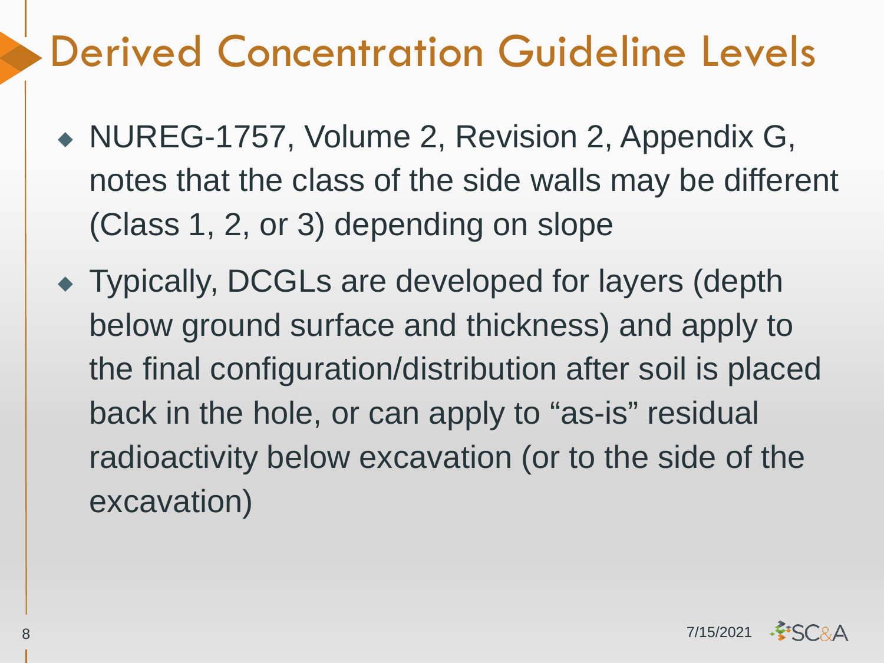# Derived Concentration Guideline Levels

- NUREG-1757, Volume 2, Revision 2, Appendix G, notes that the class of the side walls may be different (Class 1, 2, or 3) depending on slope
- Typically, DCGLs are developed for layers (depth below ground surface and thickness) and apply to the final configuration/distribution after soil is placed back in the hole, or can apply to “as-is” residual radioactivity below excavation (or to the side of the excavation)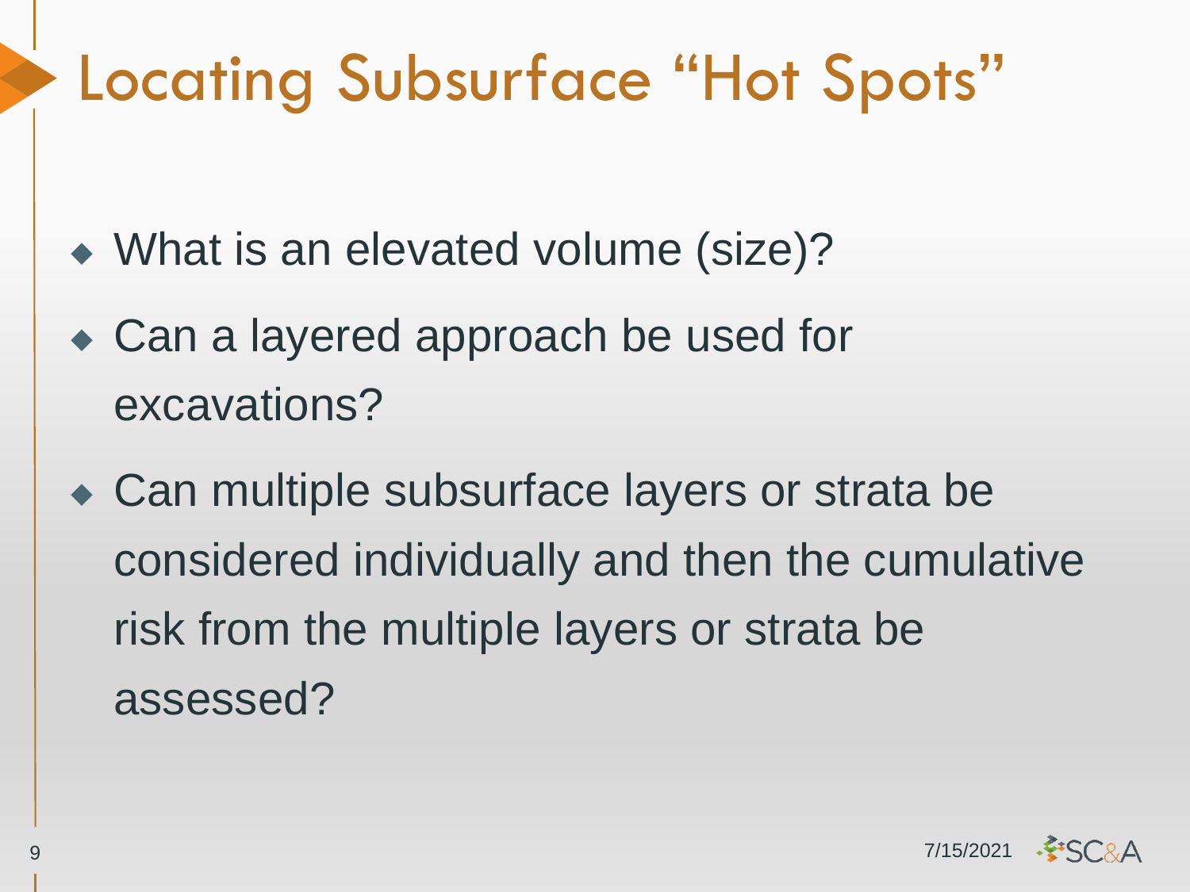# Locating Subsurface "Hot Spots"

- What is an elevated volume (size)?
- Can a layered approach be used for excavations?
- Can multiple subsurface layers or strata be considered individually and then the cumulative risk from the multiple layers or strata be assessed?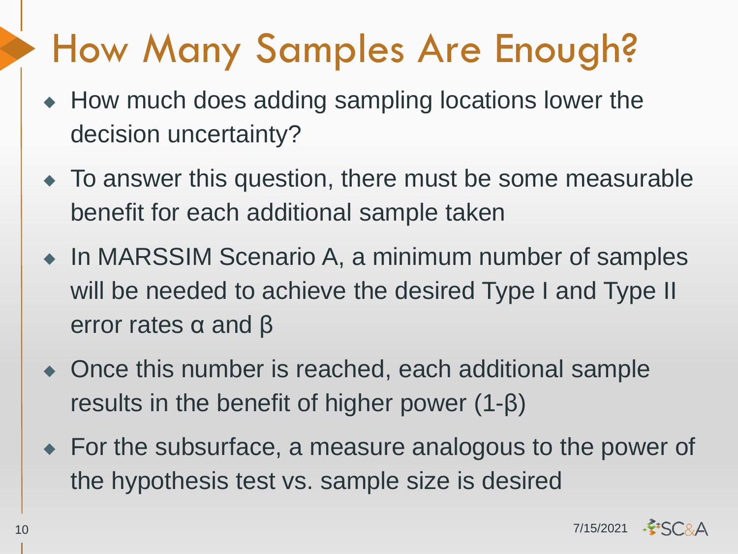# How Many Samples Are Enough?

- How much does adding sampling locations lower the decision uncertainty?
- To answer this question, there must be some measurable benefit for each additional sample taken
- In MARSSIM Scenario A, a minimum number of samples will be needed to achieve the desired Type I and Type II error rates $\alpha$ and $\beta$
- Once this number is reached, each additional sample results in the benefit of higher power $(1-\beta)$
- For the subsurface, a measure analogous to the power of the hypothesis test vs. sample size is desired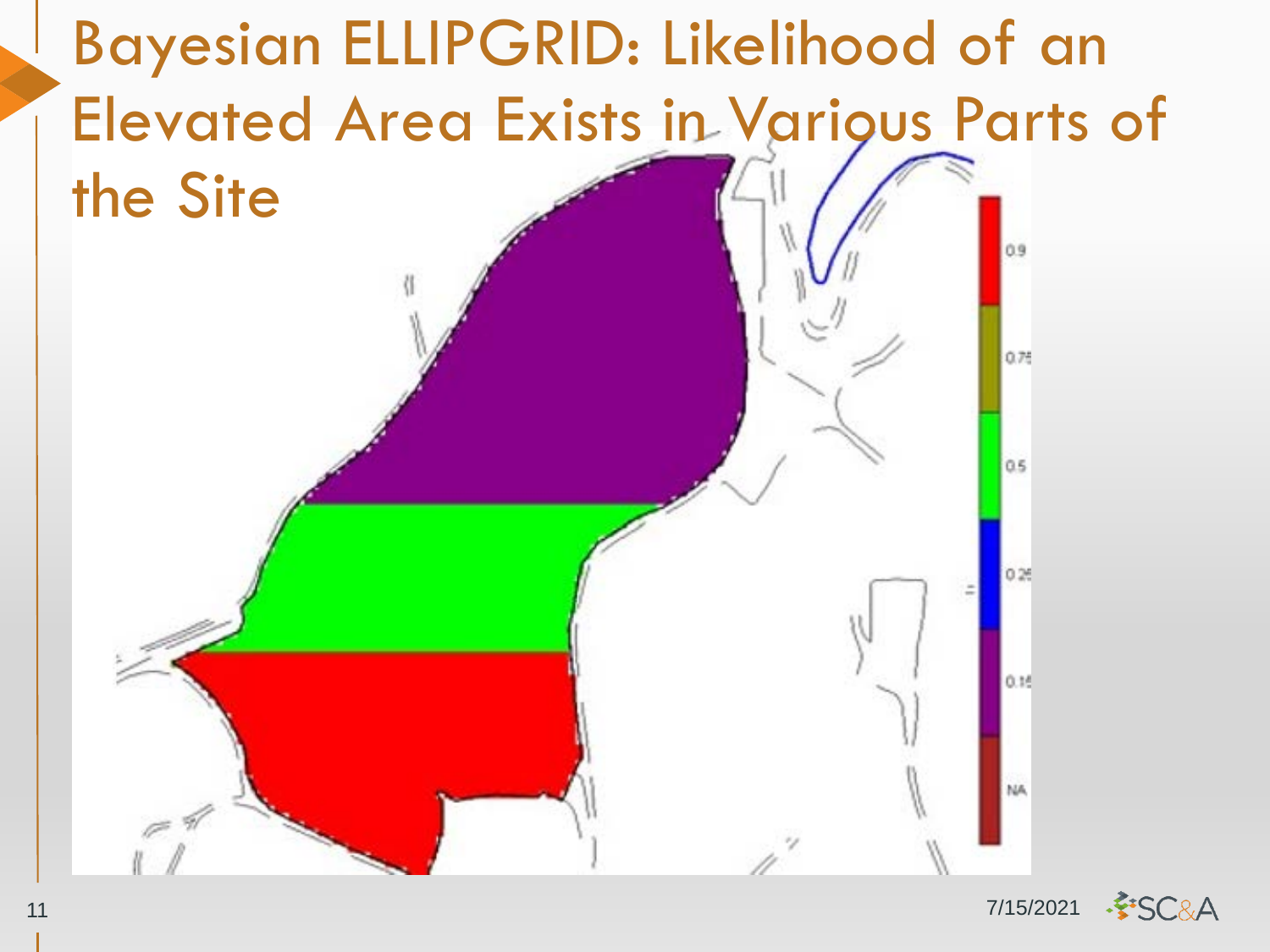# Bayesian ELLIPGRID: Likelihood of an Elevated Area Exists in Various Parts of the Site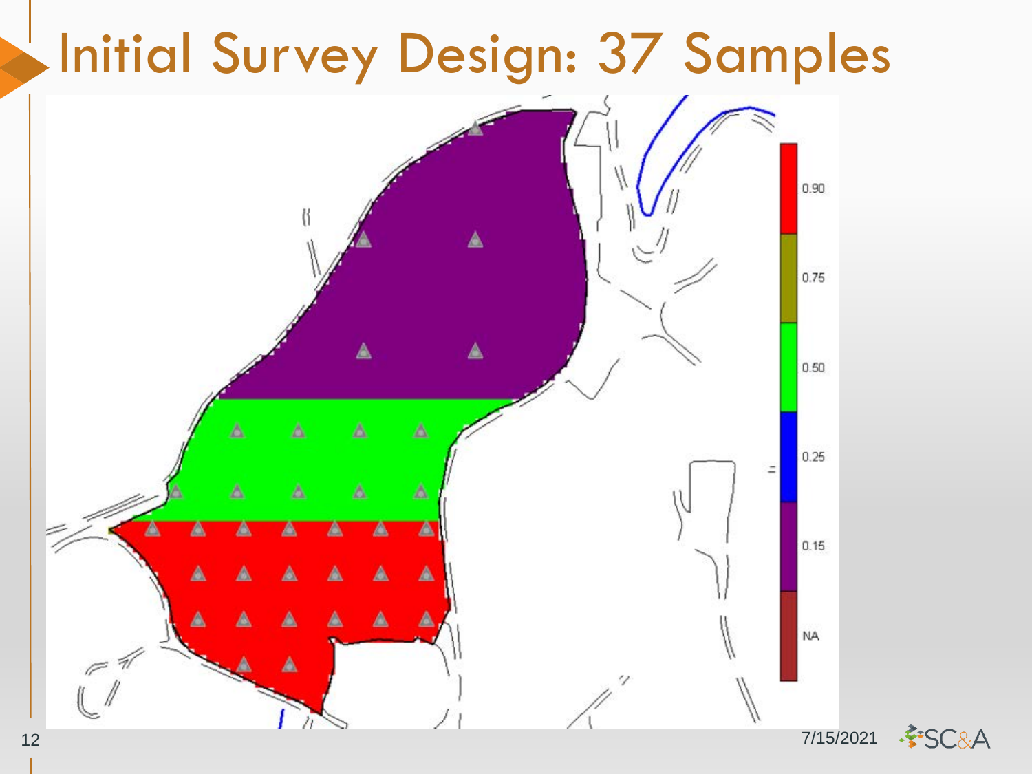# Initial Survey Design: 37 Samples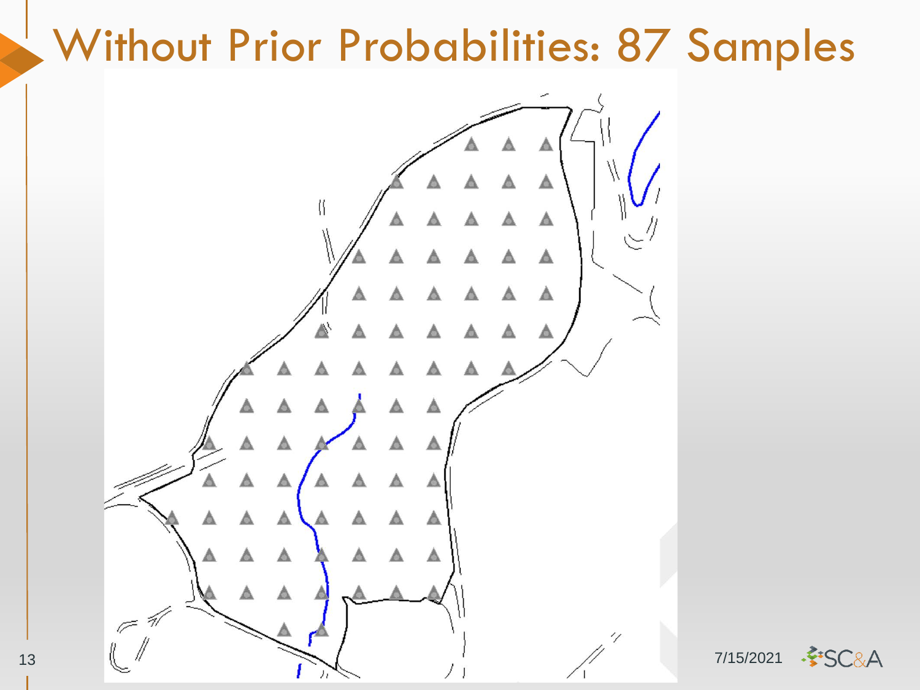# Without Prior Probabilities: 87 Samples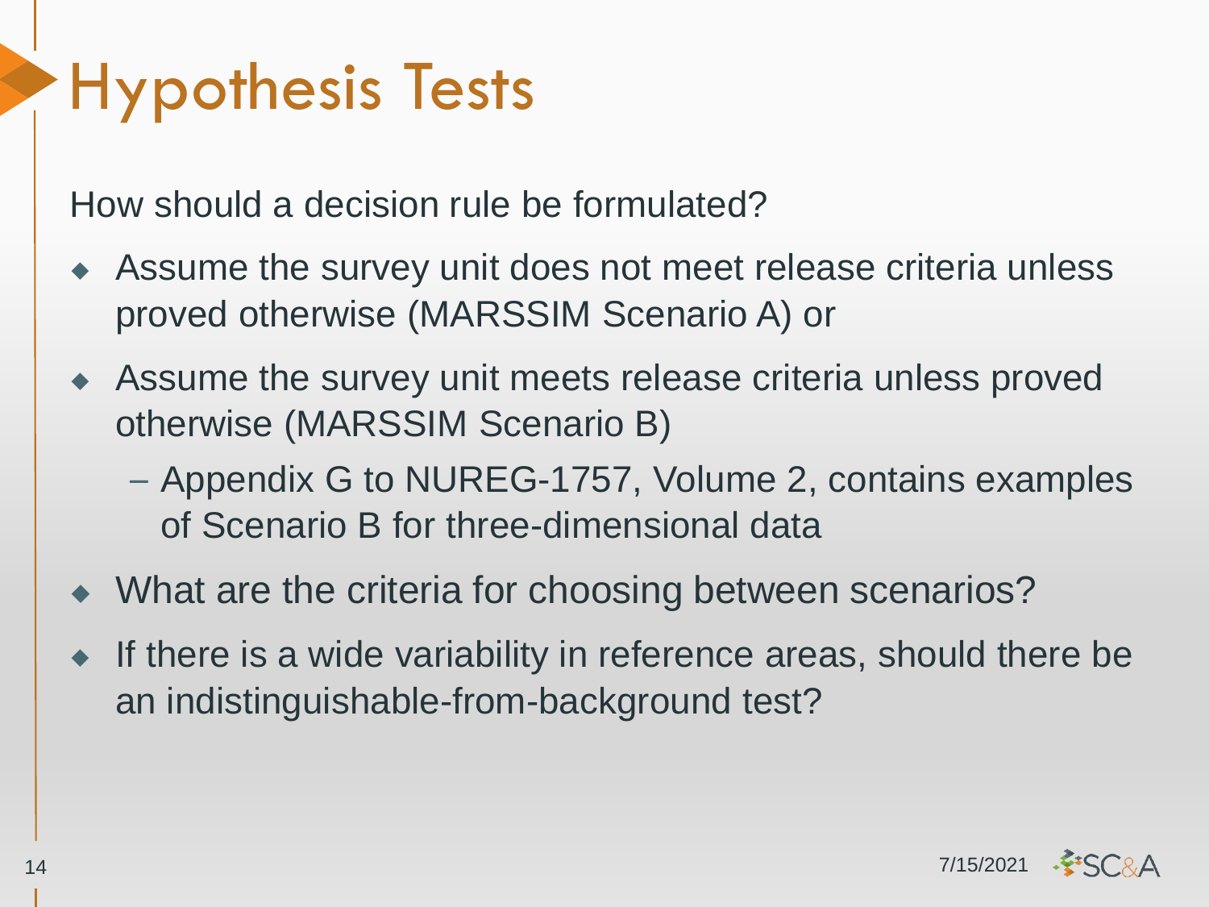# Hypothesis Tests

How should a decision rule be formulated?

- Assume the survey unit does not meet release criteria unless proved otherwise (MARSSIM Scenario A) or
- Assume the survey unit meets release criteria unless proved otherwise (MARSSIM Scenario B)
  - Appendix G to NUREG-1757, Volume 2, contains examples of Scenario B for three-dimensional data
- What are the criteria for choosing between scenarios?
- If there is a wide variability in reference areas, should there be an indistinguishable-from-background test?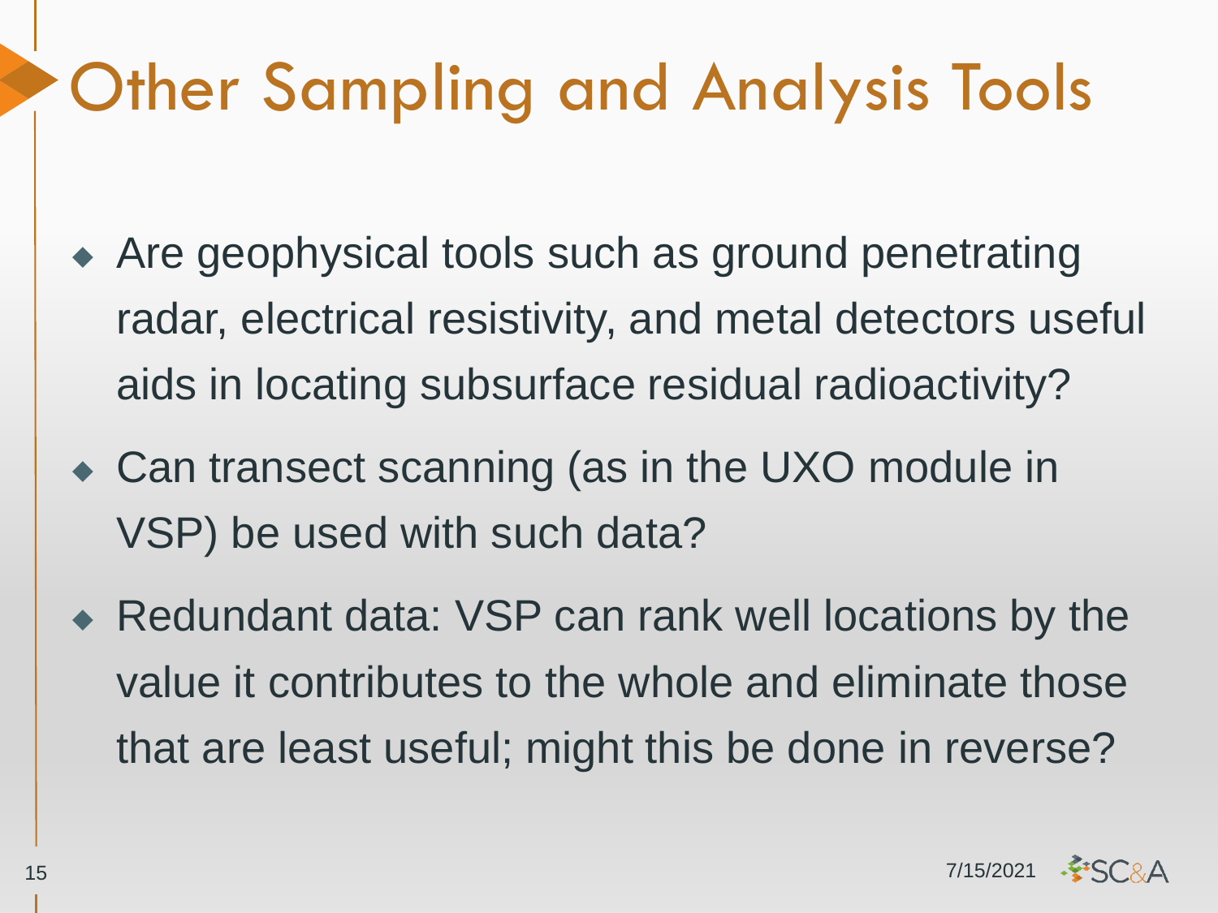# Other Sampling and Analysis Tools

- Are geophysical tools such as ground penetrating radar, electrical resistivity, and metal detectors useful aids in locating subsurface residual radioactivity?
- Can transect scanning (as in the UXO module in VSP) be used with such data?
- Redundant data: VSP can rank well locations by the value it contributes to the whole and eliminate those that are least useful; might this be done in reverse?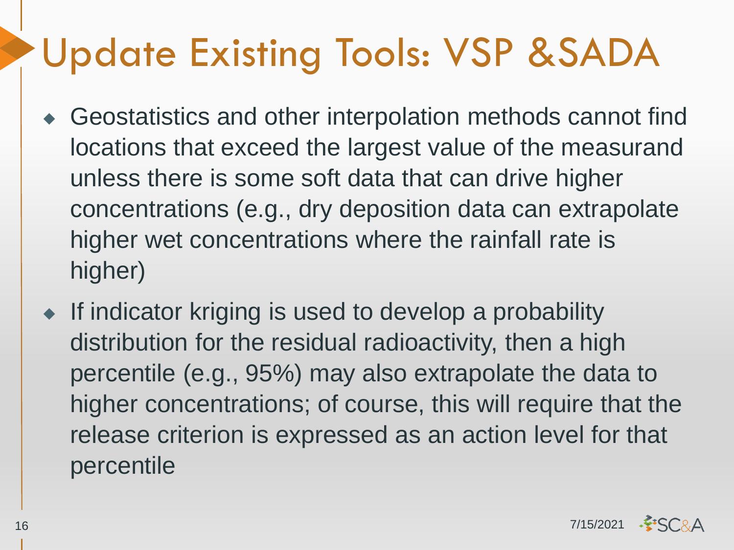# Update Existing Tools: VSP &SADA

- Geostatistics and other interpolation methods cannot find locations that exceed the largest value of the measurand unless there is some soft data that can drive higher concentrations (e.g., dry deposition data can extrapolate higher wet concentrations where the rainfall rate is higher)
- If indicator kriging is used to develop a probability distribution for the residual radioactivity, then a high percentile (e.g., 95%) may also extrapolate the data to higher concentrations; of course, this will require that the release criterion is expressed as an action level for that percentile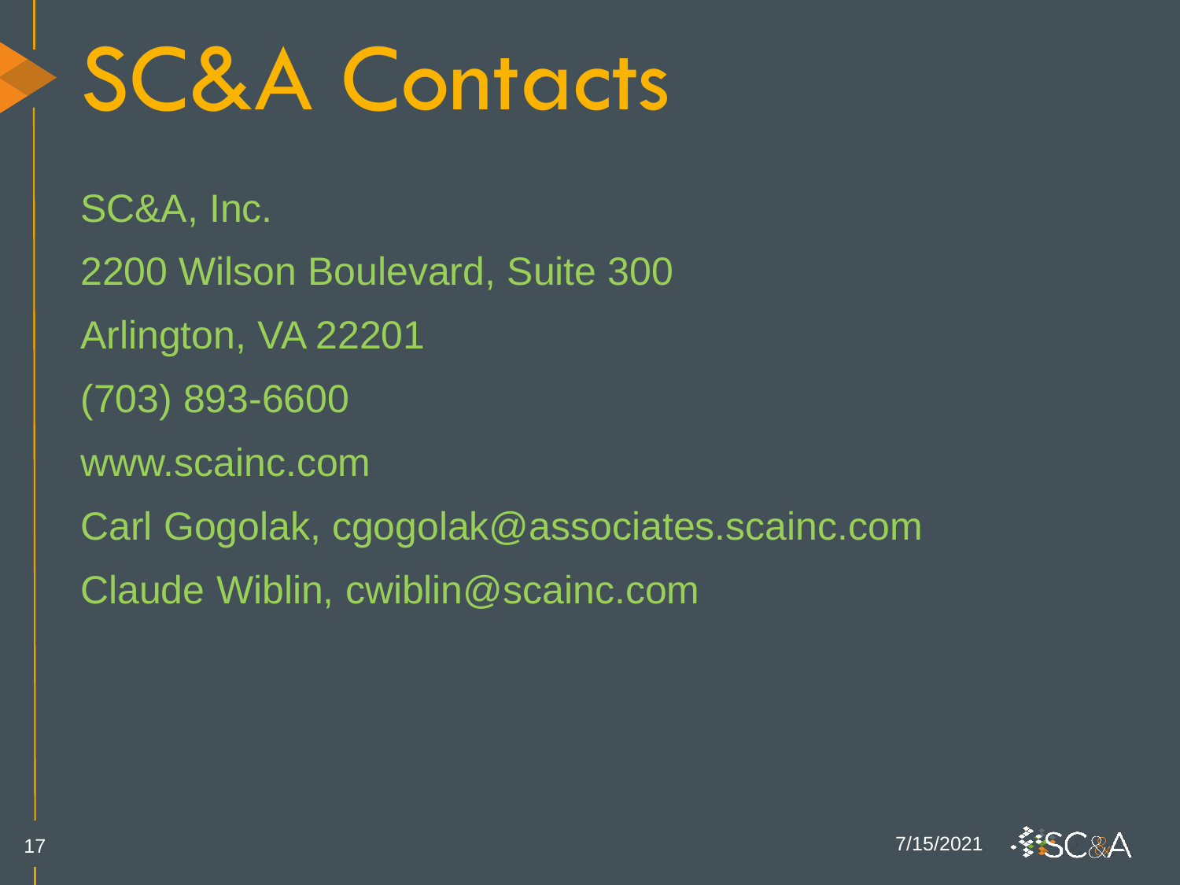# SC&A Contacts

SC&A, Inc.

2200 Wilson Boulevard, Suite 300

Arlington, VA 22201

(703) 893-6600

www.scainc.com

Carl Gogolak, cgogolak@associates.scainc.com

Claude Wiblin, cwiblin@scainc.com